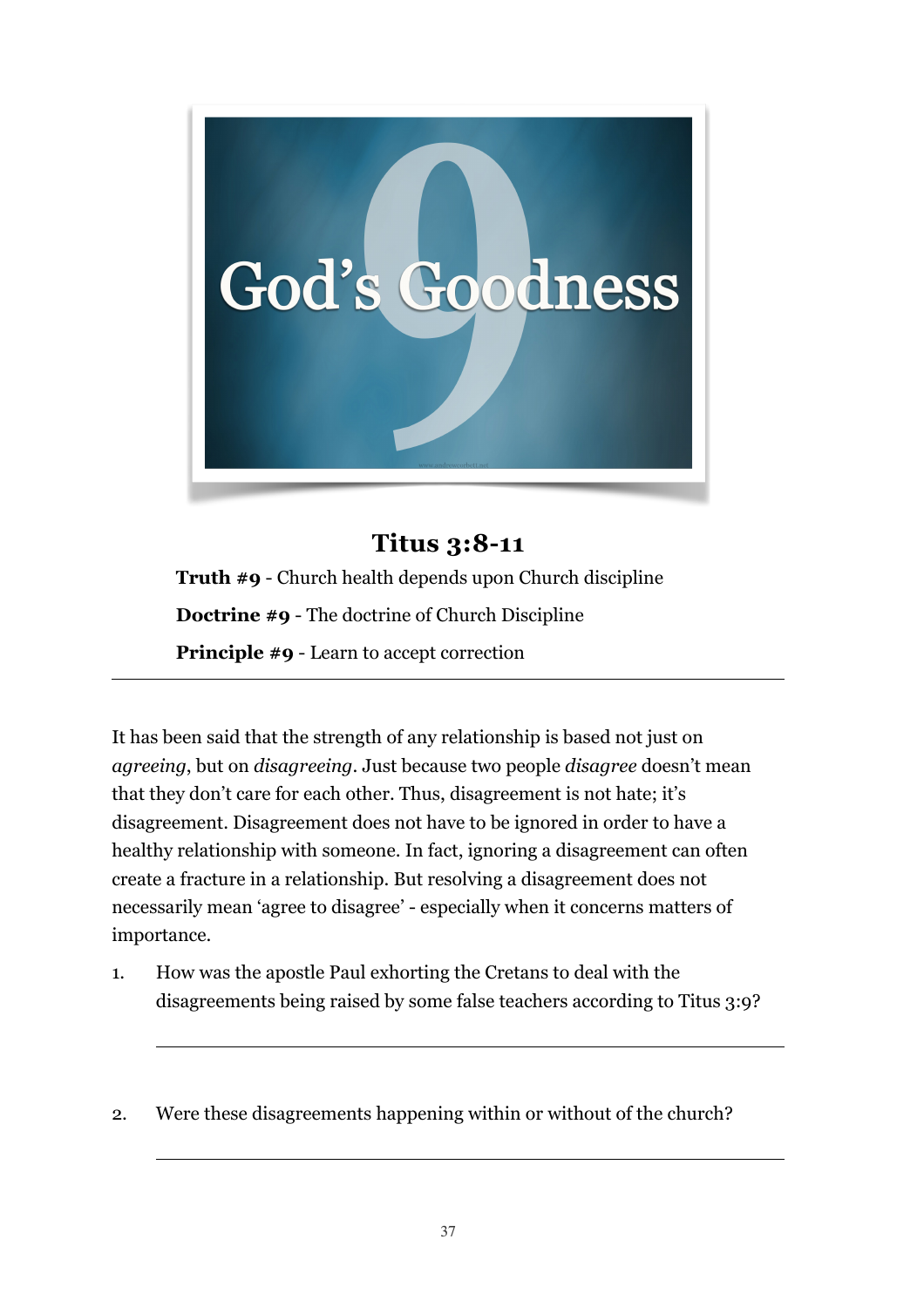# God's Goodness

## Titus 3:8-11

**Truth #9** - Church health depends upon Church discipline

**Doctrine #9** - The doctrine of Church Discipline

**Principle #9** - Learn to accept correction

---

It has been said that the strength of any relationship is based not just on *agreeing*, but on *disagreeing*. Just because two people *disagree* doesn't mean that they don't care for each other. Thus, disagreement is not hate; it's disagreement. Disagreement does not have to be ignored in order to have a healthy relationship with someone. In fact, ignoring a disagreement can often create a fracture in a relationship. But resolving a disagreement does not necessarily mean 'agree to disagree' - especially when it concerns matters of importance.

1. How was the apostle Paul exhorting the Cretans to deal with the disagreements being raised by some false teachers according to Titus 3:9?

   ---

2. Were these disagreements happening within or without of the church?

   ---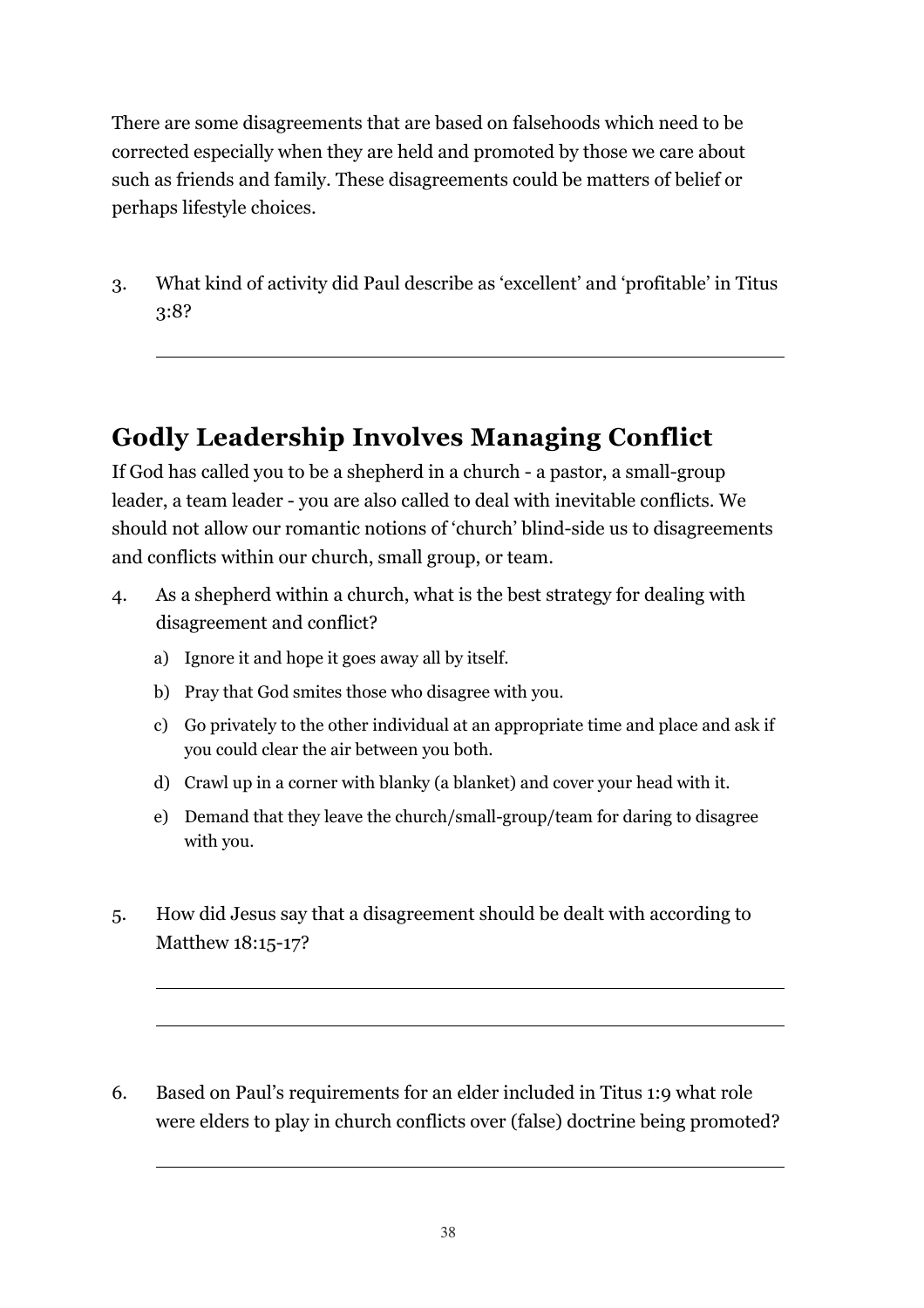There are some disagreements that are based on falsehoods which need to be corrected especially when they are held and promoted by those we care about such as friends and family. These disagreements could be matters of belief or perhaps lifestyle choices.

3. What kind of activity did Paul describe as 'excellent' and 'profitable' in Titus 3:8?

___

## Godly Leadership Involves Managing Conflict

If God has called you to be a shepherd in a church - a pastor, a small-group leader, a team leader - you are also called to deal with inevitable conflicts. We should not allow our romantic notions of 'church' blind-side us to disagreements and conflicts within our church, small group, or team.

4. As a shepherd within a church, what is the best strategy for dealing with disagreement and conflict?

   a) Ignore it and hope it goes away all by itself.

   b) Pray that God smites those who disagree with you.

   c) Go privately to the other individual at an appropriate time and place and ask if you could clear the air between you both.

   d) Crawl up in a corner with blanky (a blanket) and cover your head with it.

   e) Demand that they leave the church/small-group/team for daring to disagree with you.

5. How did Jesus say that a disagreement should be dealt with according to Matthew 18:15-17?

___

___

6. Based on Paul's requirements for an elder included in Titus 1:9 what role were elders to play in church conflicts over (false) doctrine being promoted?

___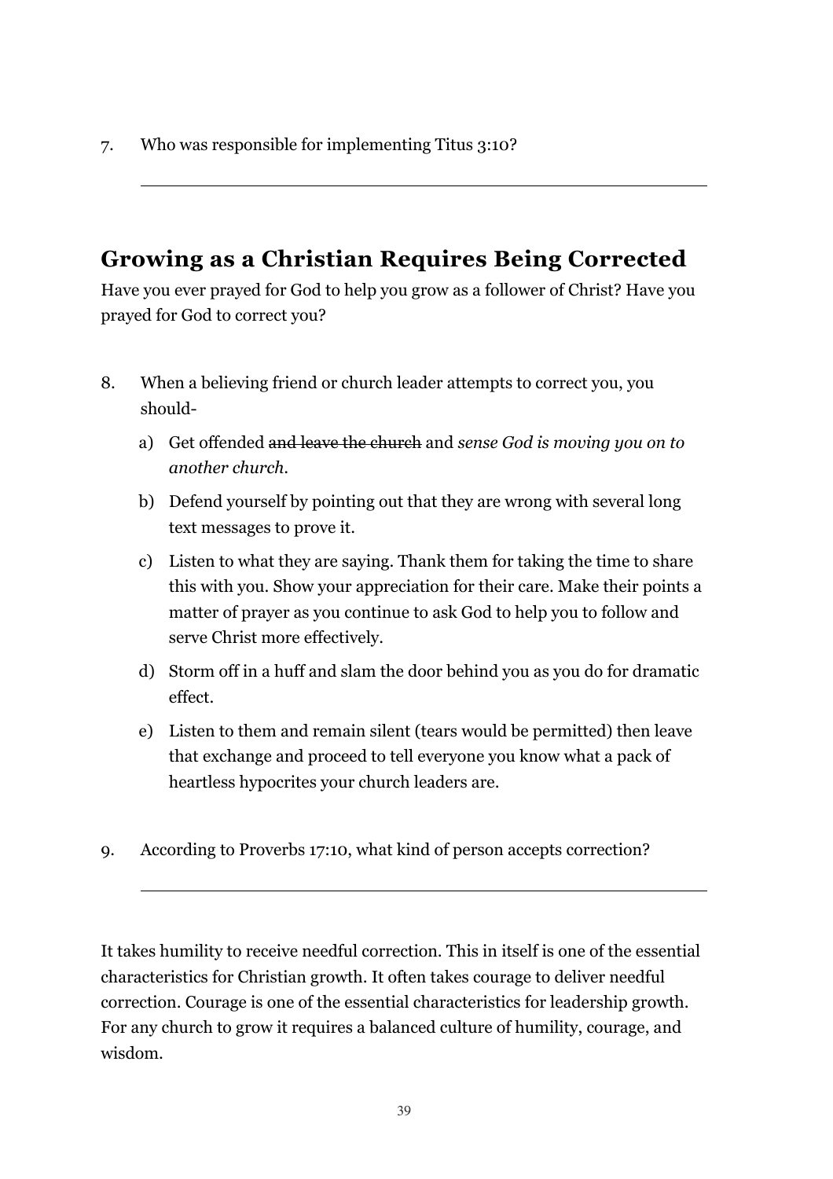7. Who was responsible for implementing Titus 3:10?

\_\_\_\_\_\_\_\_\_\_\_\_\_\_\_\_\_\_\_\_\_\_\_\_\_\_\_\_\_\_\_\_\_\_\_\_\_\_\_\_\_\_\_\_\_\_\_\_\_\_\_\_\_\_

## Growing as a Christian Requires Being Corrected

Have you ever prayed for God to help you grow as a follower of Christ? Have you prayed for God to correct you?

8. When a believing friend or church leader attempts to correct you, you should-

   a) Get offended ~~and leave the church~~ and *sense God is moving you on to another church.*

   b) Defend yourself by pointing out that they are wrong with several long text messages to prove it.

   c) Listen to what they are saying. Thank them for taking the time to share this with you. Show your appreciation for their care. Make their points a matter of prayer as you continue to ask God to help you to follow and serve Christ more effectively.

   d) Storm off in a huff and slam the door behind you as you do for dramatic effect.

   e) Listen to them and remain silent (tears would be permitted) then leave that exchange and proceed to tell everyone you know what a pack of heartless hypocrites your church leaders are.

9. According to Proverbs 17:10, what kind of person accepts correction?

\_\_\_\_\_\_\_\_\_\_\_\_\_\_\_\_\_\_\_\_\_\_\_\_\_\_\_\_\_\_\_\_\_\_\_\_\_\_\_\_\_\_\_\_\_\_\_\_\_\_\_\_\_\_

It takes humility to receive needful correction. This in itself is one of the essential characteristics for Christian growth. It often takes courage to deliver needful correction. Courage is one of the essential characteristics for leadership growth. For any church to grow it requires a balanced culture of humility, courage, and wisdom.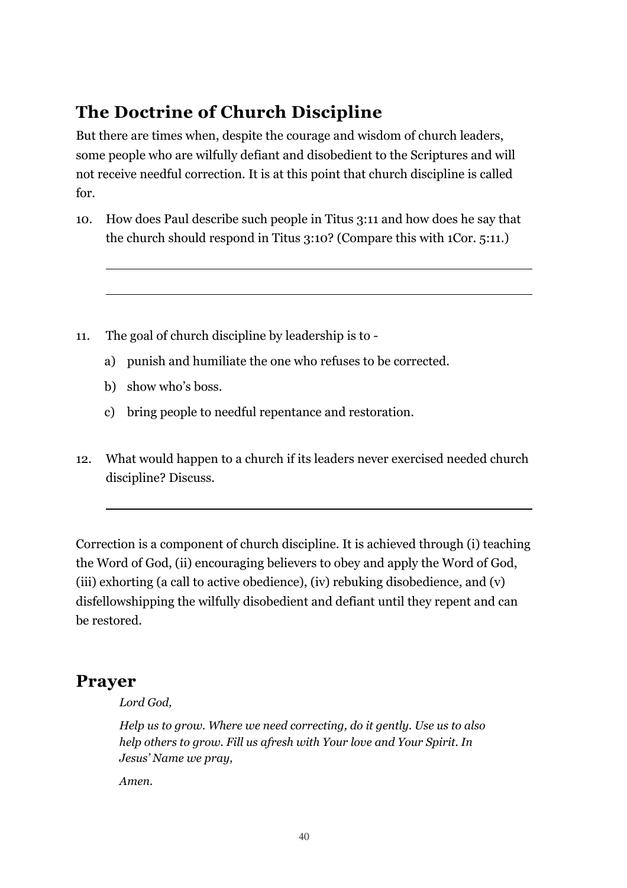## The Doctrine of Church Discipline

But there are times when, despite the courage and wisdom of church leaders, some people who are wilfully defiant and disobedient to the Scriptures and will not receive needful correction. It is at this point that church discipline is called for.

10. How does Paul describe such people in Titus 3:11 and how does he say that the church should respond in Titus 3:10? (Compare this with 1Cor. 5:11.)

11. The goal of church discipline by leadership is to -
    a) punish and humiliate the one who refuses to be corrected.
    b) show who's boss.
    c) bring people to needful repentance and restoration.

12. What would happen to a church if its leaders never exercised needed church discipline? Discuss.

Correction is a component of church discipline. It is achieved through (i) teaching the Word of God, (ii) encouraging believers to obey and apply the Word of God, (iii) exhorting (a call to active obedience), (iv) rebuking disobedience, and (v) disfellowshipping the wilfully disobedient and defiant until they repent and can be restored.

## Prayer

*Lord God,*

*Help us to grow. Where we need correcting, do it gently. Use us to also help others to grow. Fill us afresh with Your love and Your Spirit. In Jesus' Name we pray,*

*Amen.*